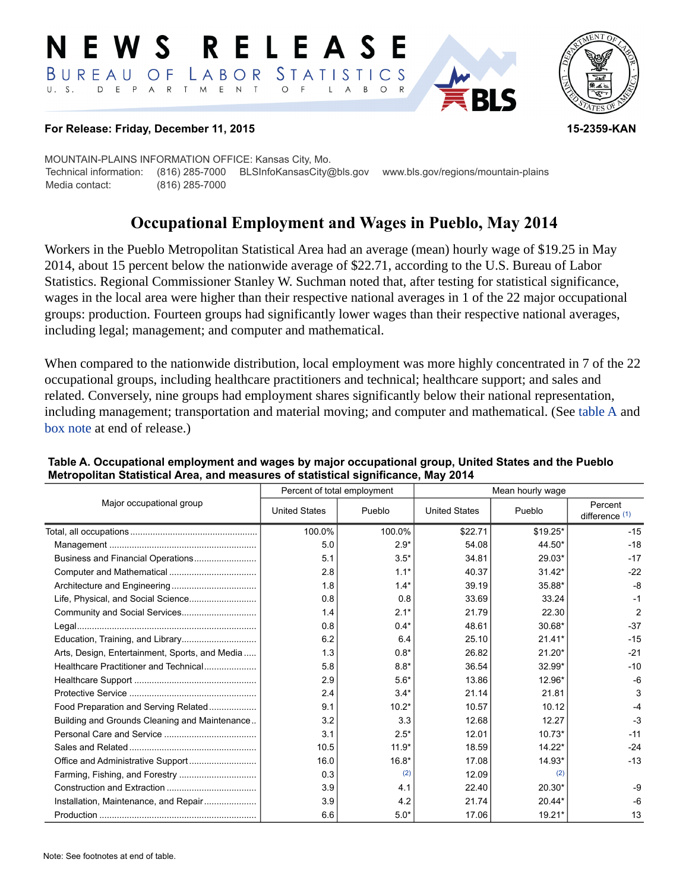# NEWS RELEASE

BUREAU OF LABOR STATISTICS

U. S. DEPARTMENT OF LABOR

**For Release: Friday, December 11, 2015**

**15-2359-KAN**

MOUNTAIN-PLAINS INFORMATION OFFICE: Kansas City, Mo.
Technical information: (816) 285-7000 BLSInfoKansasCity@bls.gov www.bls.gov/regions/mountain-plains
Media contact: (816) 285-7000

## Occupational Employment and Wages in Pueblo, May 2014

Workers in the Pueblo Metropolitan Statistical Area had an average (mean) hourly wage of $19.25 in May 2014, about 15 percent below the nationwide average of $22.71, according to the U.S. Bureau of Labor Statistics. Regional Commissioner Stanley W. Suchman noted that, after testing for statistical significance, wages in the local area were higher than their respective national averages in 1 of the 22 major occupational groups: production. Fourteen groups had significantly lower wages than their respective national averages, including legal; management; and computer and mathematical.

When compared to the nationwide distribution, local employment was more highly concentrated in 7 of the 22 occupational groups, including healthcare practitioners and technical; healthcare support; and sales and related. Conversely, nine groups had employment shares significantly below their national representation, including management; transportation and material moving; and computer and mathematical. (See table A and box note at end of release.)

**Table A. Occupational employment and wages by major occupational group, United States and the Pueblo Metropolitan Statistical Area, and measures of statistical significance, May 2014**

| Major occupational group | Percent of total employment | | Mean hourly wage | | |
|---|---|---|---|---|---|
| | United States | Pueblo | United States | Pueblo | Percent difference (1) |
| Total, all occupations | 100.0% | 100.0% | $22.71 | $19.25* | -15 |
| Management | 5.0 | 2.9* | 54.08 | 44.50* | -18 |
| Business and Financial Operations | 5.1 | 3.5* | 34.81 | 29.03* | -17 |
| Computer and Mathematical | 2.8 | 1.1* | 40.37 | 31.42* | -22 |
| Architecture and Engineering | 1.8 | 1.4* | 39.19 | 35.88* | -8 |
| Life, Physical, and Social Science | 0.8 | 0.8 | 33.69 | 33.24 | -1 |
| Community and Social Services | 1.4 | 2.1* | 21.79 | 22.30 | 2 |
| Legal | 0.8 | 0.4* | 48.61 | 30.68* | -37 |
| Education, Training, and Library | 6.2 | 6.4 | 25.10 | 21.41* | -15 |
| Arts, Design, Entertainment, Sports, and Media | 1.3 | 0.8* | 26.82 | 21.20* | -21 |
| Healthcare Practitioner and Technical | 5.8 | 8.8* | 36.54 | 32.99* | -10 |
| Healthcare Support | 2.9 | 5.6* | 13.86 | 12.96* | -6 |
| Protective Service | 2.4 | 3.4* | 21.14 | 21.81 | 3 |
| Food Preparation and Serving Related | 9.1 | 10.2* | 10.57 | 10.12 | -4 |
| Building and Grounds Cleaning and Maintenance | 3.2 | 3.3 | 12.68 | 12.27 | -3 |
| Personal Care and Service | 3.1 | 2.5* | 12.01 | 10.73* | -11 |
| Sales and Related | 10.5 | 11.9* | 18.59 | 14.22* | -24 |
| Office and Administrative Support | 16.0 | 16.8* | 17.08 | 14.93* | -13 |
| Farming, Fishing, and Forestry | 0.3 | (2) | 12.09 | (2) | |
| Construction and Extraction | 3.9 | 4.1 | 22.40 | 20.30* | -9 |
| Installation, Maintenance, and Repair | 3.9 | 4.2 | 21.74 | 20.44* | -6 |
| Production | 6.6 | 5.0* | 17.06 | 19.21* | 13 |

Note: See footnotes at end of table.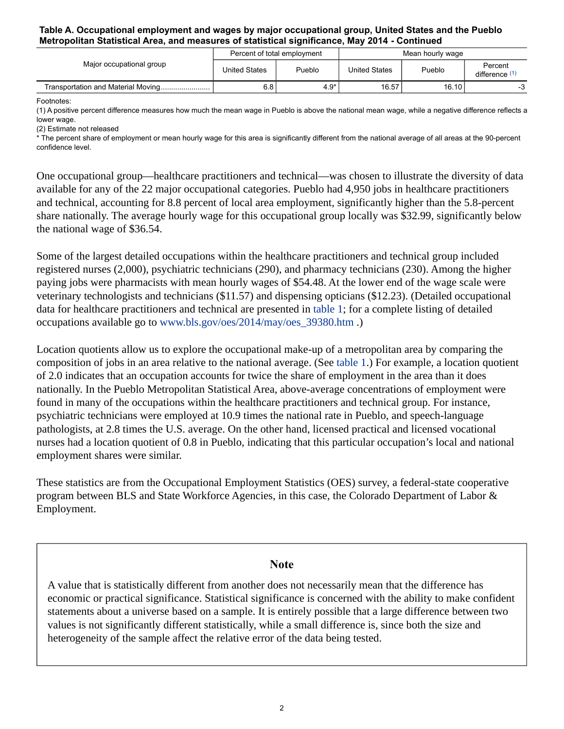**Table A. Occupational employment and wages by major occupational group, United States and the Pueblo Metropolitan Statistical Area, and measures of statistical significance, May 2014 - Continued**

| Major occupational group | Percent of total employment | | Mean hourly wage | | |
|---|---|---|---|---|---|
| | United States | Pueblo | United States | Pueblo | Percent difference (1) |
| Transportation and Material Moving | 6.8 | 4.9* | 16.57 | 16.10 | -3 |

Footnotes:
(1) A positive percent difference measures how much the mean wage in Pueblo is above the national mean wage, while a negative difference reflects a lower wage.
(2) Estimate not released
* The percent share of employment or mean hourly wage for this area is significantly different from the national average of all areas at the 90-percent confidence level.

One occupational group—healthcare practitioners and technical—was chosen to illustrate the diversity of data available for any of the 22 major occupational categories. Pueblo had 4,950 jobs in healthcare practitioners and technical, accounting for 8.8 percent of local area employment, significantly higher than the 5.8-percent share nationally. The average hourly wage for this occupational group locally was $32.99, significantly below the national wage of $36.54.

Some of the largest detailed occupations within the healthcare practitioners and technical group included registered nurses (2,000), psychiatric technicians (290), and pharmacy technicians (230). Among the higher paying jobs were pharmacists with mean hourly wages of $54.48. At the lower end of the wage scale were veterinary technologists and technicians ($11.57) and dispensing opticians ($12.23). (Detailed occupational data for healthcare practitioners and technical are presented in table 1; for a complete listing of detailed occupations available go to www.bls.gov/oes/2014/may/oes_39380.htm .)

Location quotients allow us to explore the occupational make-up of a metropolitan area by comparing the composition of jobs in an area relative to the national average. (See table 1.) For example, a location quotient of 2.0 indicates that an occupation accounts for twice the share of employment in the area than it does nationally. In the Pueblo Metropolitan Statistical Area, above-average concentrations of employment were found in many of the occupations within the healthcare practitioners and technical group. For instance, psychiatric technicians were employed at 10.9 times the national rate in Pueblo, and speech-language pathologists, at 2.8 times the U.S. average. On the other hand, licensed practical and licensed vocational nurses had a location quotient of 0.8 in Pueblo, indicating that this particular occupation's local and national employment shares were similar.

These statistics are from the Occupational Employment Statistics (OES) survey, a federal-state cooperative program between BLS and State Workforce Agencies, in this case, the Colorado Department of Labor & Employment.

## Note

A value that is statistically different from another does not necessarily mean that the difference has economic or practical significance. Statistical significance is concerned with the ability to make confident statements about a universe based on a sample. It is entirely possible that a large difference between two values is not significantly different statistically, while a small difference is, since both the size and heterogeneity of the sample affect the relative error of the data being tested.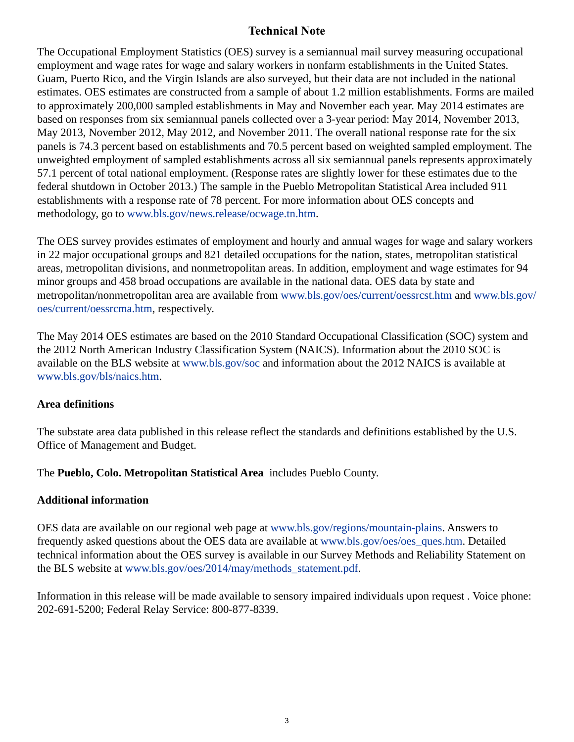# Technical Note

The Occupational Employment Statistics (OES) survey is a semiannual mail survey measuring occupational employment and wage rates for wage and salary workers in nonfarm establishments in the United States. Guam, Puerto Rico, and the Virgin Islands are also surveyed, but their data are not included in the national estimates. OES estimates are constructed from a sample of about 1.2 million establishments. Forms are mailed to approximately 200,000 sampled establishments in May and November each year. May 2014 estimates are based on responses from six semiannual panels collected over a 3-year period: May 2014, November 2013, May 2013, November 2012, May 2012, and November 2011. The overall national response rate for the six panels is 74.3 percent based on establishments and 70.5 percent based on weighted sampled employment. The unweighted employment of sampled establishments across all six semiannual panels represents approximately 57.1 percent of total national employment. (Response rates are slightly lower for these estimates due to the federal shutdown in October 2013.) The sample in the Pueblo Metropolitan Statistical Area included 911 establishments with a response rate of 78 percent. For more information about OES concepts and methodology, go to www.bls.gov/news.release/ocwage.tn.htm.

The OES survey provides estimates of employment and hourly and annual wages for wage and salary workers in 22 major occupational groups and 821 detailed occupations for the nation, states, metropolitan statistical areas, metropolitan divisions, and nonmetropolitan areas. In addition, employment and wage estimates for 94 minor groups and 458 broad occupations are available in the national data. OES data by state and metropolitan/nonmetropolitan area are available from www.bls.gov/oes/current/oessrcst.htm and www.bls.gov/oes/current/oessrcma.htm, respectively.

The May 2014 OES estimates are based on the 2010 Standard Occupational Classification (SOC) system and the 2012 North American Industry Classification System (NAICS). Information about the 2010 SOC is available on the BLS website at www.bls.gov/soc and information about the 2012 NAICS is available at www.bls.gov/bls/naics.htm.

## Area definitions

The substate area data published in this release reflect the standards and definitions established by the U.S. Office of Management and Budget.

The **Pueblo, Colo. Metropolitan Statistical Area** includes Pueblo County.

## Additional information

OES data are available on our regional web page at www.bls.gov/regions/mountain-plains. Answers to frequently asked questions about the OES data are available at www.bls.gov/oes/oes_ques.htm. Detailed technical information about the OES survey is available in our Survey Methods and Reliability Statement on the BLS website at www.bls.gov/oes/2014/may/methods_statement.pdf.

Information in this release will be made available to sensory impaired individuals upon request . Voice phone: 202-691-5200; Federal Relay Service: 800-877-8339.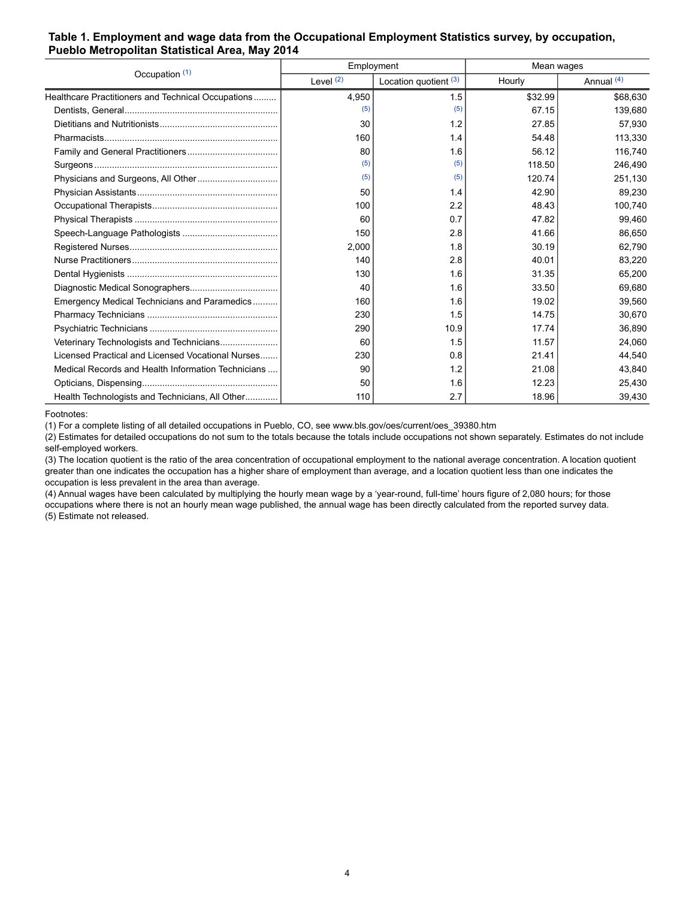**Table 1. Employment and wage data from the Occupational Employment Statistics survey, by occupation, Pueblo Metropolitan Statistical Area, May 2014**

| Occupation [(1)] | Employment | | Mean wages | |
|---|---|---|---|---|
| | Level [(2)] | Location quotient [(3)] | Hourly | Annual [(4)] |
| Healthcare Practitioners and Technical Occupations | 4,950 | 1.5 | $32.99 | $68,630 |
| Dentists, General | [(5)] | [(5)] | 67.15 | 139,680 |
| Dietitians and Nutritionists | 30 | 1.2 | 27.85 | 57,930 |
| Pharmacists | 160 | 1.4 | 54.48 | 113,330 |
| Family and General Practitioners | 80 | 1.6 | 56.12 | 116,740 |
| Surgeons | [(5)] | [(5)] | 118.50 | 246,490 |
| Physicians and Surgeons, All Other | [(5)] | [(5)] | 120.74 | 251,130 |
| Physician Assistants | 50 | 1.4 | 42.90 | 89,230 |
| Occupational Therapists | 100 | 2.2 | 48.43 | 100,740 |
| Physical Therapists | 60 | 0.7 | 47.82 | 99,460 |
| Speech-Language Pathologists | 150 | 2.8 | 41.66 | 86,650 |
| Registered Nurses | 2,000 | 1.8 | 30.19 | 62,790 |
| Nurse Practitioners | 140 | 2.8 | 40.01 | 83,220 |
| Dental Hygienists | 130 | 1.6 | 31.35 | 65,200 |
| Diagnostic Medical Sonographers | 40 | 1.6 | 33.50 | 69,680 |
| Emergency Medical Technicians and Paramedics | 160 | 1.6 | 19.02 | 39,560 |
| Pharmacy Technicians | 230 | 1.5 | 14.75 | 30,670 |
| Psychiatric Technicians | 290 | 10.9 | 17.74 | 36,890 |
| Veterinary Technologists and Technicians | 60 | 1.5 | 11.57 | 24,060 |
| Licensed Practical and Licensed Vocational Nurses | 230 | 0.8 | 21.41 | 44,540 |
| Medical Records and Health Information Technicians | 90 | 1.2 | 21.08 | 43,840 |
| Opticians, Dispensing | 50 | 1.6 | 12.23 | 25,430 |
| Health Technologists and Technicians, All Other | 110 | 2.7 | 18.96 | 39,430 |

Footnotes:
(1) For a complete listing of all detailed occupations in Pueblo, CO, see www.bls.gov/oes/current/oes_39380.htm
(2) Estimates for detailed occupations do not sum to the totals because the totals include occupations not shown separately. Estimates do not include self-employed workers.
(3) The location quotient is the ratio of the area concentration of occupational employment to the national average concentration. A location quotient greater than one indicates the occupation has a higher share of employment than average, and a location quotient less than one indicates the occupation is less prevalent in the area than average.
(4) Annual wages have been calculated by multiplying the hourly mean wage by a 'year-round, full-time' hours figure of 2,080 hours; for those occupations where there is not an hourly mean wage published, the annual wage has been directly calculated from the reported survey data.
(5) Estimate not released.